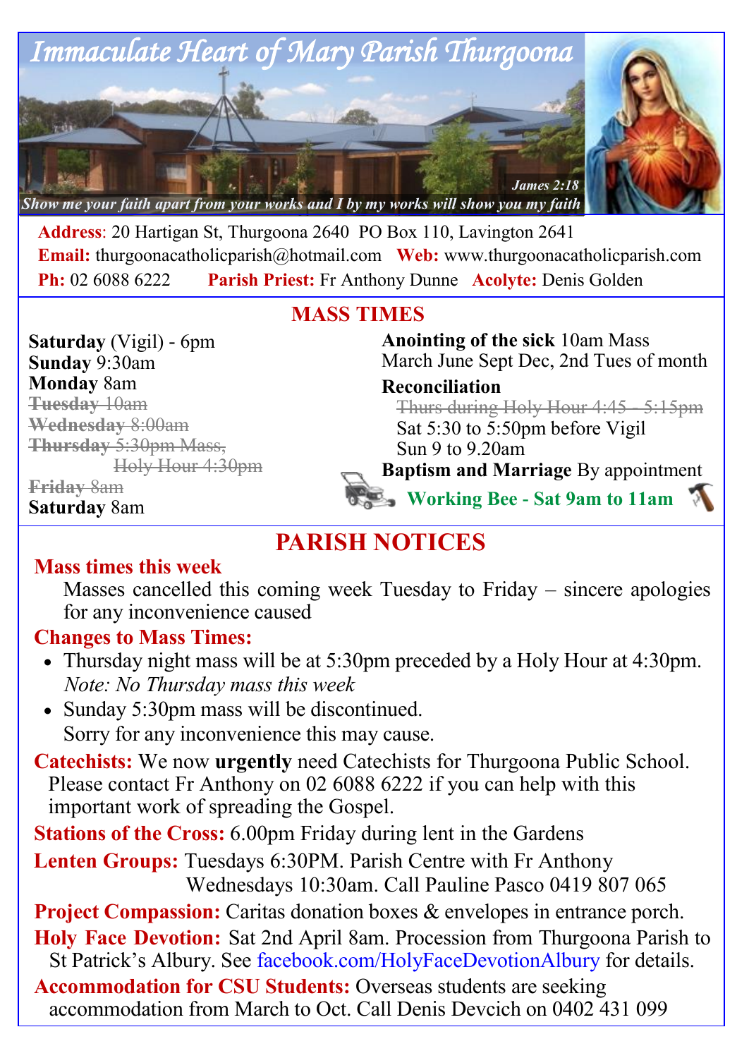# Immaculate Heart of Mary Parish Thurgoona

*Show me your faith apart from your works and I by my works will show you my faith* — James 2:18

**Address**: 20 Hartigan St, Thurgoona 2640 PO Box 110, Lavington 2641
**Email:** thurgoonacatholicparish@hotmail.com **Web:** www.thurgoonacatholicparish.com
**Ph:** 02 6088 6222 **Parish Priest:** Fr Anthony Dunne **Acolyte:** Denis Golden

## MASS TIMES

**Saturday** (Vigil) - 6pm
**Sunday** 9:30am
**Monday** 8am
~~**Tuesday** 10am~~
~~**Wednesday** 8:00am~~
~~**Thursday** 5:30pm Mass, Holy Hour 4:30pm~~
~~**Friday** 8am~~
**Saturday** 8am

**Anointing of the sick** 10am Mass
March June Sept Dec, 2nd Tues of month

**Reconciliation**
~~Thurs during Holy Hour 4:45 - 5:15pm~~
Sat 5:30 to 5:50pm before Vigil
Sun 9 to 9.20am

**Baptism and Marriage** By appointment

**Working Bee - Sat 9am to 11am**

## PARISH NOTICES

**Mass times this week**
Masses cancelled this coming week Tuesday to Friday – sincere apologies for any inconvenience caused

**Changes to Mass Times:**
- Thursday night mass will be at 5:30pm preceded by a Holy Hour at 4:30pm. *Note: No Thursday mass this week*
- Sunday 5:30pm mass will be discontinued. Sorry for any inconvenience this may cause.

**Catechists:** We now **urgently** need Catechists for Thurgoona Public School. Please contact Fr Anthony on 02 6088 6222 if you can help with this important work of spreading the Gospel.

**Stations of the Cross:** 6.00pm Friday during lent in the Gardens

**Lenten Groups:** Tuesdays 6:30PM. Parish Centre with Fr Anthony
Wednesdays 10:30am. Call Pauline Pasco 0419 807 065

**Project Compassion:** Caritas donation boxes & envelopes in entrance porch.

**Holy Face Devotion:** Sat 2nd April 8am. Procession from Thurgoona Parish to St Patrick's Albury. See facebook.com/HolyFaceDevotionAlbury for details.

**Accommodation for CSU Students:** Overseas students are seeking accommodation from March to Oct. Call Denis Devcich on 0402 431 099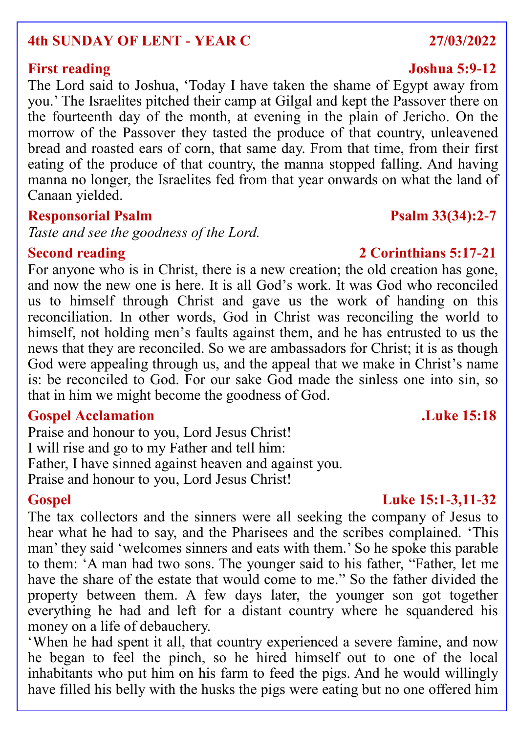## 4th SUNDAY OF LENT - YEAR C — 27/03/2022

### First reading — Joshua 5:9-12

The Lord said to Joshua, 'Today I have taken the shame of Egypt away from you.' The Israelites pitched their camp at Gilgal and kept the Passover there on the fourteenth day of the month, at evening in the plain of Jericho. On the morrow of the Passover they tasted the produce of that country, unleavened bread and roasted ears of corn, that same day. From that time, from their first eating of the produce of that country, the manna stopped falling. And having manna no longer, the Israelites fed from that year onwards on what the land of Canaan yielded.

### Responsorial Psalm — Psalm 33(34):2-7

*Taste and see the goodness of the Lord.*

### Second reading — 2 Corinthians 5:17-21

For anyone who is in Christ, there is a new creation; the old creation has gone, and now the new one is here. It is all God's work. It was God who reconciled us to himself through Christ and gave us the work of handing on this reconciliation. In other words, God in Christ was reconciling the world to himself, not holding men's faults against them, and he has entrusted to us the news that they are reconciled. So we are ambassadors for Christ; it is as though God were appealing through us, and the appeal that we make in Christ's name is: be reconciled to God. For our sake God made the sinless one into sin, so that in him we might become the goodness of God.

### Gospel Acclamation — .Luke 15:18

Praise and honour to you, Lord Jesus Christ!
I will rise and go to my Father and tell him:
Father, I have sinned against heaven and against you.
Praise and honour to you, Lord Jesus Christ!

### Gospel — Luke 15:1-3,11-32

The tax collectors and the sinners were all seeking the company of Jesus to hear what he had to say, and the Pharisees and the scribes complained. 'This man' they said 'welcomes sinners and eats with them.' So he spoke this parable to them: 'A man had two sons. The younger said to his father, "Father, let me have the share of the estate that would come to me." So the father divided the property between them. A few days later, the younger son got together everything he had and left for a distant country where he squandered his money on a life of debauchery.

'When he had spent it all, that country experienced a severe famine, and now he began to feel the pinch, so he hired himself out to one of the local inhabitants who put him on his farm to feed the pigs. And he would willingly have filled his belly with the husks the pigs were eating but no one offered him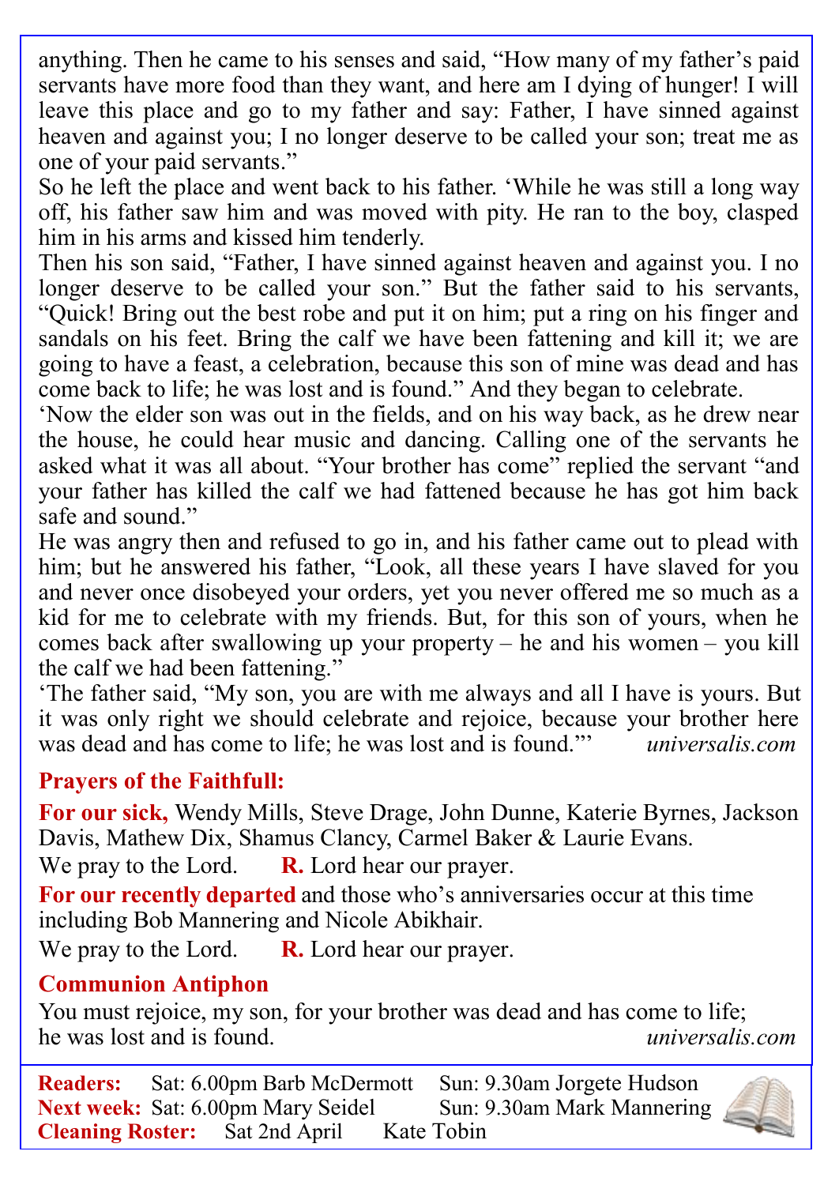anything. Then he came to his senses and said, "How many of my father's paid servants have more food than they want, and here am I dying of hunger! I will leave this place and go to my father and say: Father, I have sinned against heaven and against you; I no longer deserve to be called your son; treat me as one of your paid servants."

So he left the place and went back to his father. 'While he was still a long way off, his father saw him and was moved with pity. He ran to the boy, clasped him in his arms and kissed him tenderly.

Then his son said, "Father, I have sinned against heaven and against you. I no longer deserve to be called your son." But the father said to his servants, "Quick! Bring out the best robe and put it on him; put a ring on his finger and sandals on his feet. Bring the calf we have been fattening and kill it; we are going to have a feast, a celebration, because this son of mine was dead and has come back to life; he was lost and is found." And they began to celebrate.

'Now the elder son was out in the fields, and on his way back, as he drew near the house, he could hear music and dancing. Calling one of the servants he asked what it was all about. "Your brother has come" replied the servant "and your father has killed the calf we had fattened because he has got him back safe and sound."

He was angry then and refused to go in, and his father came out to plead with him; but he answered his father, "Look, all these years I have slaved for you and never once disobeyed your orders, yet you never offered me so much as a kid for me to celebrate with my friends. But, for this son of yours, when he comes back after swallowing up your property – he and his women – you kill the calf we had been fattening."

'The father said, "My son, you are with me always and all I have is yours. But it was only right we should celebrate and rejoice, because your brother here was dead and has come to life; he was lost and is found."' *universalis.com*

**Prayers of the Faithfull:**

**For our sick,** Wendy Mills, Steve Drage, John Dunne, Katerie Byrnes, Jackson Davis, Mathew Dix, Shamus Clancy, Carmel Baker & Laurie Evans.

We pray to the Lord. **R.** Lord hear our prayer.

**For our recently departed** and those who's anniversaries occur at this time including Bob Mannering and Nicole Abikhair.

We pray to the Lord. **R.** Lord hear our prayer.

**Communion Antiphon**

You must rejoice, my son, for your brother was dead and has come to life;
he was lost and is found. *universalis.com*

**Readers:** Sat: 6.00pm Barb McDermott Sun: 9.30am Jorgete Hudson
**Next week:** Sat: 6.00pm Mary Seidel Sun: 9.30am Mark Mannering
**Cleaning Roster:** Sat 2nd April Kate Tobin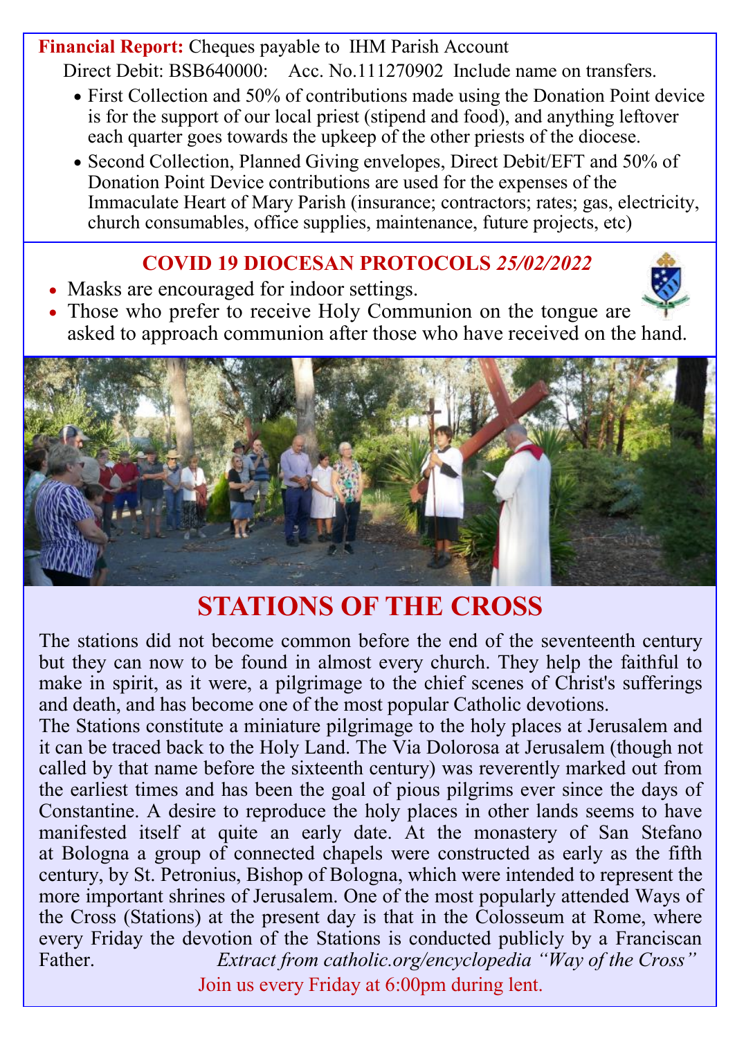**Financial Report:** Cheques payable to IHM Parish Account

Direct Debit: BSB640000: Acc. No.111270902 Include name on transfers.

- First Collection and 50% of contributions made using the Donation Point device is for the support of our local priest (stipend and food), and anything leftover each quarter goes towards the upkeep of the other priests of the diocese.
- Second Collection, Planned Giving envelopes, Direct Debit/EFT and 50% of Donation Point Device contributions are used for the expenses of the Immaculate Heart of Mary Parish (insurance; contractors; rates; gas, electricity, church consumables, office supplies, maintenance, future projects, etc)

## COVID 19 DIOCESAN PROTOCOLS *25/02/2022*

- Masks are encouraged for indoor settings.
- Those who prefer to receive Holy Communion on the tongue are asked to approach communion after those who have received on the hand.

# STATIONS OF THE CROSS

The stations did not become common before the end of the seventeenth century but they can now to be found in almost every church. They help the faithful to make in spirit, as it were, a pilgrimage to the chief scenes of Christ's sufferings and death, and has become one of the most popular Catholic devotions.

The Stations constitute a miniature pilgrimage to the holy places at Jerusalem and it can be traced back to the Holy Land. The Via Dolorosa at Jerusalem (though not called by that name before the sixteenth century) was reverently marked out from the earliest times and has been the goal of pious pilgrims ever since the days of Constantine. A desire to reproduce the holy places in other lands seems to have manifested itself at quite an early date. At the monastery of San Stefano at Bologna a group of connected chapels were constructed as early as the fifth century, by St. Petronius, Bishop of Bologna, which were intended to represent the more important shrines of Jerusalem. One of the most popularly attended Ways of the Cross (Stations) at the present day is that in the Colosseum at Rome, where every Friday the devotion of the Stations is conducted publicly by a Franciscan Father. *Extract from catholic.org/encyclopedia "Way of the Cross"*

Join us every Friday at 6:00pm during lent.